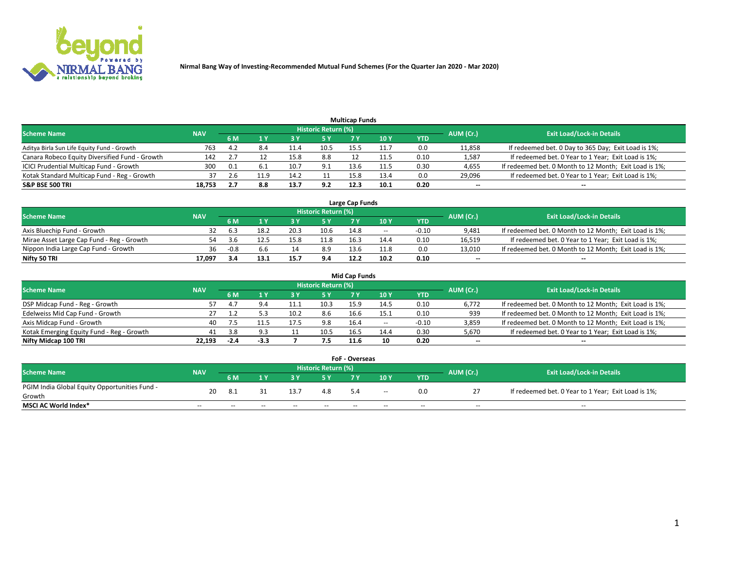# Nirmal Bang Way of Investing-Recommended Mutual Fund Schemes (For the Quarter Jan 2020 - Mar 2020)

## Multicap Funds

| Scheme Name | NAV | Historic Return (%) | | | | | | | AUM (Cr.) | Exit Load/Lock-in Details |
|---|---|---|---|---|---|---|---|---|---|---|
| | | 6 M | 1 Y | 3 Y | 5 Y | 7 Y | 10 Y | YTD | | |
| Aditya Birla Sun Life Equity Fund - Growth | 763 | 4.2 | 8.4 | 11.4 | 10.5 | 15.5 | 11.7 | 0.0 | 11,858 | If redeemed bet. 0 Day to 365 Day; Exit Load is 1%; |
| Canara Robeco Equity Diversified Fund - Growth | 142 | 2.7 | 12 | 15.8 | 8.8 | 12 | 11.5 | 0.10 | 1,587 | If redeemed bet. 0 Year to 1 Year; Exit Load is 1%; |
| ICICI Prudential Multicap Fund - Growth | 300 | 0.1 | 6.1 | 10.7 | 9.1 | 13.6 | 11.5 | 0.30 | 4,655 | If redeemed bet. 0 Month to 12 Month; Exit Load is 1%; |
| Kotak Standard Multicap Fund - Reg - Growth | 37 | 2.6 | 11.9 | 14.2 | 11 | 15.8 | 13.4 | 0.0 | 29,096 | If redeemed bet. 0 Year to 1 Year; Exit Load is 1%; |
| **S&P BSE 500 TRI** | **18,753** | **2.7** | **8.8** | **13.7** | **9.2** | **12.3** | **10.1** | **0.20** | **--** | **--** |

## Large Cap Funds

| Scheme Name | NAV | Historic Return (%) | | | | | | | AUM (Cr.) | Exit Load/Lock-in Details |
|---|---|---|---|---|---|---|---|---|---|---|
| | | 6 M | 1 Y | 3 Y | 5 Y | 7 Y | 10 Y | YTD | | |
| Axis Bluechip Fund - Growth | 32 | 6.3 | 18.2 | 20.3 | 10.6 | 14.8 | -- | -0.10 | 9,481 | If redeemed bet. 0 Month to 12 Month; Exit Load is 1%; |
| Mirae Asset Large Cap Fund - Reg - Growth | 54 | 3.6 | 12.5 | 15.8 | 11.8 | 16.3 | 14.4 | 0.10 | 16,519 | If redeemed bet. 0 Year to 1 Year; Exit Load is 1%; |
| Nippon India Large Cap Fund - Growth | 36 | -0.8 | 6.6 | 14 | 8.9 | 13.6 | 11.8 | 0.0 | 13,010 | If redeemed bet. 0 Month to 12 Month; Exit Load is 1%; |
| **Nifty 50 TRI** | **17,097** | **3.4** | **13.1** | **15.7** | **9.4** | **12.2** | **10.2** | **0.10** | **--** | **--** |

## Mid Cap Funds

| Scheme Name | NAV | Historic Return (%) | | | | | | | AUM (Cr.) | Exit Load/Lock-in Details |
|---|---|---|---|---|---|---|---|---|---|---|
| | | 6 M | 1 Y | 3 Y | 5 Y | 7 Y | 10 Y | YTD | | |
| DSP Midcap Fund - Reg - Growth | 57 | 4.7 | 9.4 | 11.1 | 10.3 | 15.9 | 14.5 | 0.10 | 6,772 | If redeemed bet. 0 Month to 12 Month; Exit Load is 1%; |
| Edelweiss Mid Cap Fund - Growth | 27 | 1.2 | 5.3 | 10.2 | 8.6 | 16.6 | 15.1 | 0.10 | 939 | If redeemed bet. 0 Month to 12 Month; Exit Load is 1%; |
| Axis Midcap Fund - Growth | 40 | 7.5 | 11.5 | 17.5 | 9.8 | 16.4 | -- | -0.10 | 3,859 | If redeemed bet. 0 Month to 12 Month; Exit Load is 1%; |
| Kotak Emerging Equity Fund - Reg - Growth | 41 | 3.8 | 9.3 | 11 | 10.5 | 16.5 | 14.4 | 0.30 | 5,670 | If redeemed bet. 0 Year to 1 Year; Exit Load is 1%; |
| **Nifty Midcap 100 TRI** | **22,193** | **-2.4** | **-3.3** | **7** | **7.5** | **11.6** | **10** | **0.20** | **--** | **--** |

## FoF - Overseas

| Scheme Name | NAV | Historic Return (%) | | | | | | | AUM (Cr.) | Exit Load/Lock-in Details |
|---|---|---|---|---|---|---|---|---|---|---|
| | | 6 M | 1 Y | 3 Y | 5 Y | 7 Y | 10 Y | YTD | | |
| PGIM India Global Equity Opportunities Fund - Growth | 20 | 8.1 | 31 | 13.7 | 4.8 | 5.4 | -- | 0.0 | 27 | If redeemed bet. 0 Year to 1 Year; Exit Load is 1%; |
| **MSCI AC World Index*** | -- | -- | -- | -- | -- | -- | -- | -- | -- | -- |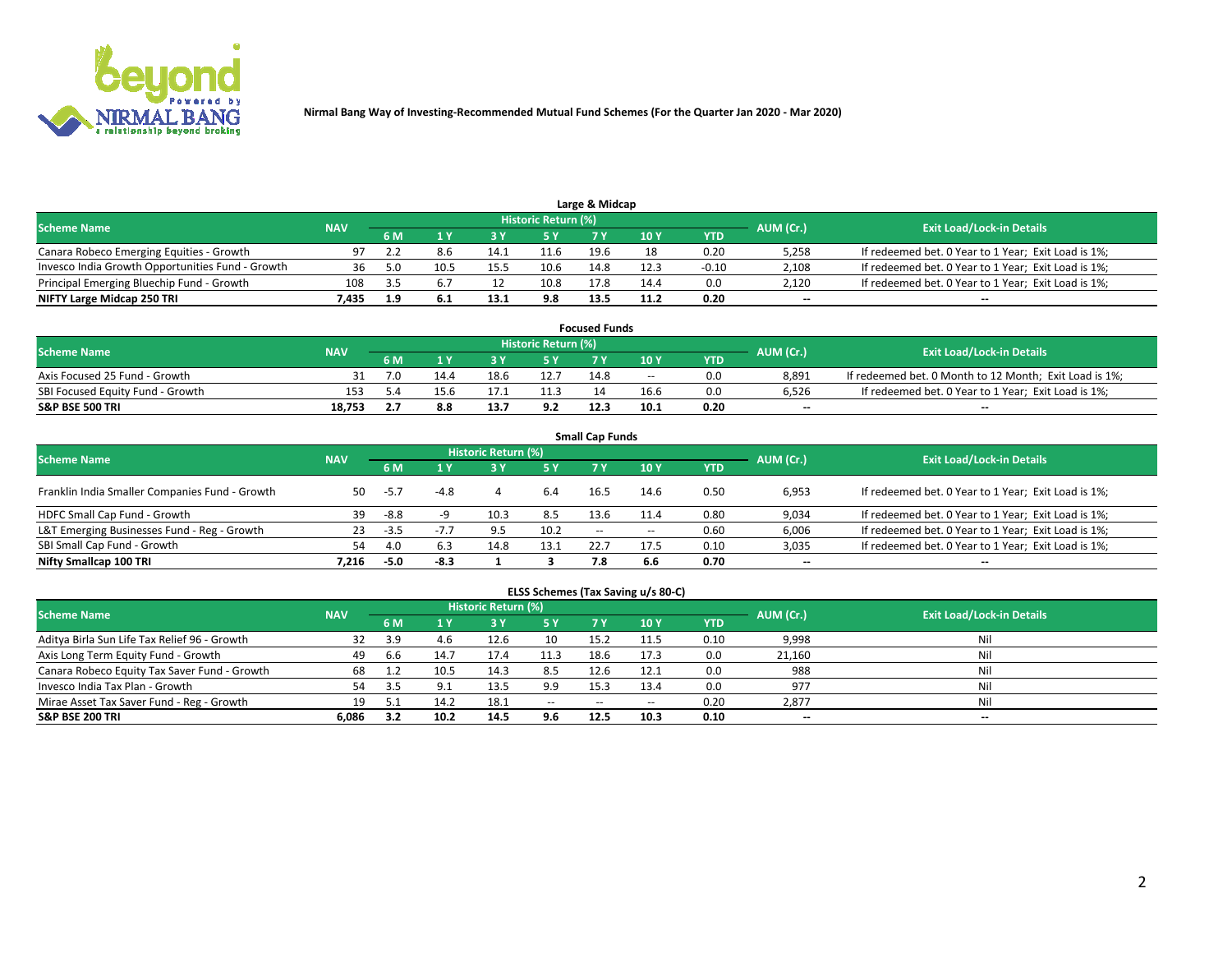Nirmal Bang Way of Investing-Recommended Mutual Fund Schemes (For the Quarter Jan 2020 - Mar 2020)

## Large & Midcap

| Scheme Name | NAV | Historic Return (%) | | | | | | | AUM (Cr.) | Exit Load/Lock-in Details |
|---|---|---|---|---|---|---|---|---|---|---|
| | | 6 M | 1 Y | 3 Y | 5 Y | 7 Y | 10 Y | YTD | | |
| Canara Robeco Emerging Equities - Growth | 97 | 2.2 | 8.6 | 14.1 | 11.6 | 19.6 | 18 | 0.20 | 5,258 | If redeemed bet. 0 Year to 1 Year; Exit Load is 1%; |
| Invesco India Growth Opportunities Fund - Growth | 36 | 5.0 | 10.5 | 15.5 | 10.6 | 14.8 | 12.3 | -0.10 | 2,108 | If redeemed bet. 0 Year to 1 Year; Exit Load is 1%; |
| Principal Emerging Bluechip Fund - Growth | 108 | 3.5 | 6.7 | 12 | 10.8 | 17.8 | 14.4 | 0.0 | 2,120 | If redeemed bet. 0 Year to 1 Year; Exit Load is 1%; |
| **NIFTY Large Midcap 250 TRI** | **7,435** | **1.9** | **6.1** | **13.1** | **9.8** | **13.5** | **11.2** | **0.20** | **--** | **--** |

## Focused Funds

| Scheme Name | NAV | Historic Return (%) | | | | | | | AUM (Cr.) | Exit Load/Lock-in Details |
|---|---|---|---|---|---|---|---|---|---|---|
| | | 6 M | 1 Y | 3 Y | 5 Y | 7 Y | 10 Y | YTD | | |
| Axis Focused 25 Fund - Growth | 31 | 7.0 | 14.4 | 18.6 | 12.7 | 14.8 | -- | 0.0 | 8,891 | If redeemed bet. 0 Month to 12 Month; Exit Load is 1%; |
| SBI Focused Equity Fund - Growth | 153 | 5.4 | 15.6 | 17.1 | 11.3 | 14 | 16.6 | 0.0 | 6,526 | If redeemed bet. 0 Year to 1 Year; Exit Load is 1%; |
| **S&P BSE 500 TRI** | **18,753** | **2.7** | **8.8** | **13.7** | **9.2** | **12.3** | **10.1** | **0.20** | **--** | **--** |

## Small Cap Funds

| Scheme Name | NAV | Historic Return (%) | | | | | | | AUM (Cr.) | Exit Load/Lock-in Details |
|---|---|---|---|---|---|---|---|---|---|---|
| | | 6 M | 1 Y | 3 Y | 5 Y | 7 Y | 10 Y | YTD | | |
| Franklin India Smaller Companies Fund - Growth | 50 | -5.7 | -4.8 | 4 | 6.4 | 16.5 | 14.6 | 0.50 | 6,953 | If redeemed bet. 0 Year to 1 Year; Exit Load is 1%; |
| HDFC Small Cap Fund - Growth | 39 | -8.8 | -9 | 10.3 | 8.5 | 13.6 | 11.4 | 0.80 | 9,034 | If redeemed bet. 0 Year to 1 Year; Exit Load is 1%; |
| L&T Emerging Businesses Fund - Reg - Growth | 23 | -3.5 | -7.7 | 9.5 | 10.2 | -- | -- | 0.60 | 6,006 | If redeemed bet. 0 Year to 1 Year; Exit Load is 1%; |
| SBI Small Cap Fund - Growth | 54 | 4.0 | 6.3 | 14.8 | 13.1 | 22.7 | 17.5 | 0.10 | 3,035 | If redeemed bet. 0 Year to 1 Year; Exit Load is 1%; |
| **Nifty Smallcap 100 TRI** | **7,216** | **-5.0** | **-8.3** | **1** | **3** | **7.8** | **6.6** | **0.70** | **--** | **--** |

## ELSS Schemes (Tax Saving u/s 80-C)

| Scheme Name | NAV | Historic Return (%) | | | | | | | AUM (Cr.) | Exit Load/Lock-in Details |
|---|---|---|---|---|---|---|---|---|---|---|
| | | 6 M | 1 Y | 3 Y | 5 Y | 7 Y | 10 Y | YTD | | |
| Aditya Birla Sun Life Tax Relief 96 - Growth | 32 | 3.9 | 4.6 | 12.6 | 10 | 15.2 | 11.5 | 0.10 | 9,998 | Nil |
| Axis Long Term Equity Fund - Growth | 49 | 6.6 | 14.7 | 17.4 | 11.3 | 18.6 | 17.3 | 0.0 | 21,160 | Nil |
| Canara Robeco Equity Tax Saver Fund - Growth | 68 | 1.2 | 10.5 | 14.3 | 8.5 | 12.6 | 12.1 | 0.0 | 988 | Nil |
| Invesco India Tax Plan - Growth | 54 | 3.5 | 9.1 | 13.5 | 9.9 | 15.3 | 13.4 | 0.0 | 977 | Nil |
| Mirae Asset Tax Saver Fund - Reg - Growth | 19 | 5.1 | 14.2 | 18.1 | -- | -- | -- | 0.20 | 2,877 | Nil |
| **S&P BSE 200 TRI** | **6,086** | **3.2** | **10.2** | **14.5** | **9.6** | **12.5** | **10.3** | **0.10** | **--** | **--** |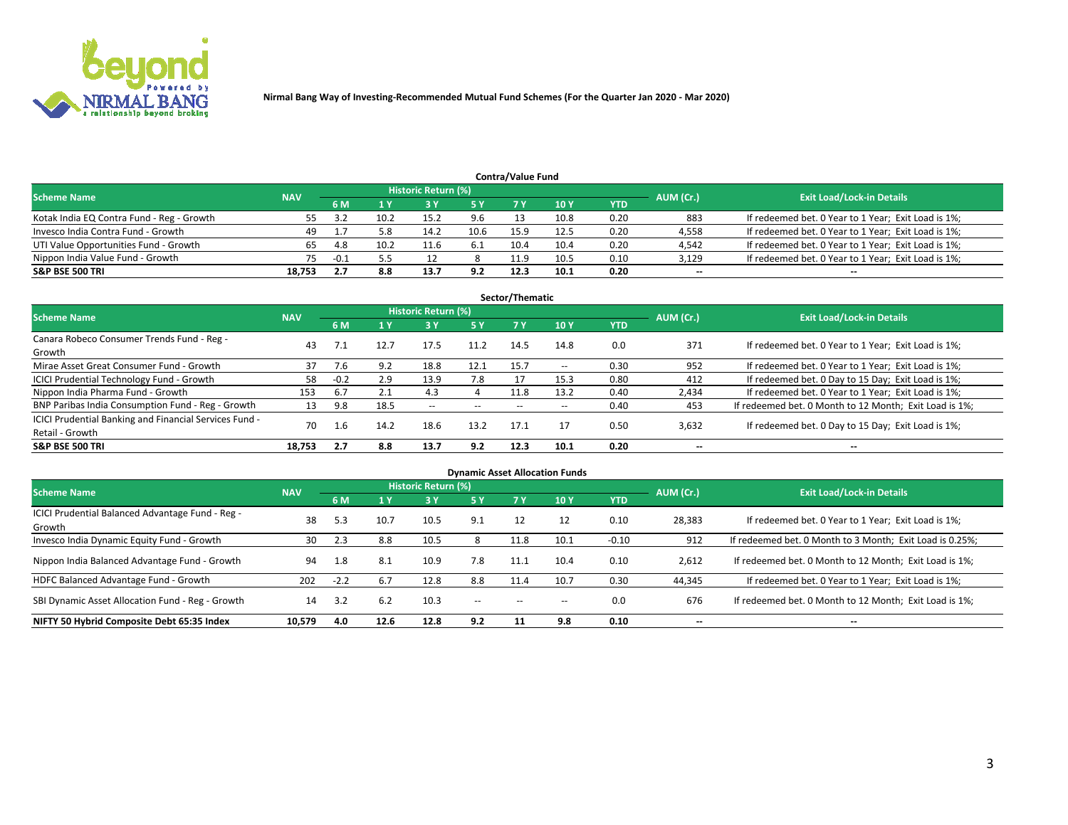Nirmal Bang Way of Investing-Recommended Mutual Fund Schemes (For the Quarter Jan 2020 - Mar 2020)

## Contra/Value Fund

| Scheme Name | NAV | Historic Return (%) | | | | | | | AUM (Cr.) | Exit Load/Lock-in Details |
|---|---|---|---|---|---|---|---|---|---|---|
| | | 6 M | 1 Y | 3 Y | 5 Y | 7 Y | 10 Y | YTD | | |
| Kotak India EQ Contra Fund - Reg - Growth | 55 | 3.2 | 10.2 | 15.2 | 9.6 | 13 | 10.8 | 0.20 | 883 | If redeemed bet. 0 Year to 1 Year; Exit Load is 1%; |
| Invesco India Contra Fund - Growth | 49 | 1.7 | 5.8 | 14.2 | 10.6 | 15.9 | 12.5 | 0.20 | 4,558 | If redeemed bet. 0 Year to 1 Year; Exit Load is 1%; |
| UTI Value Opportunities Fund - Growth | 65 | 4.8 | 10.2 | 11.6 | 6.1 | 10.4 | 10.4 | 0.20 | 4,542 | If redeemed bet. 0 Year to 1 Year; Exit Load is 1%; |
| Nippon India Value Fund - Growth | 75 | -0.1 | 5.5 | 12 | 8 | 11.9 | 10.5 | 0.10 | 3,129 | If redeemed bet. 0 Year to 1 Year; Exit Load is 1%; |
| **S&P BSE 500 TRI** | **18,753** | **2.7** | **8.8** | **13.7** | **9.2** | **12.3** | **10.1** | **0.20** | **--** | **--** |

## Sector/Thematic

| Scheme Name | NAV | Historic Return (%) | | | | | | | AUM (Cr.) | Exit Load/Lock-in Details |
|---|---|---|---|---|---|---|---|---|---|---|
| | | 6 M | 1 Y | 3 Y | 5 Y | 7 Y | 10 Y | YTD | | |
| Canara Robeco Consumer Trends Fund - Reg - Growth | 43 | 7.1 | 12.7 | 17.5 | 11.2 | 14.5 | 14.8 | 0.0 | 371 | If redeemed bet. 0 Year to 1 Year; Exit Load is 1%; |
| Mirae Asset Great Consumer Fund - Growth | 37 | 7.6 | 9.2 | 18.8 | 12.1 | 15.7 | -- | 0.30 | 952 | If redeemed bet. 0 Year to 1 Year; Exit Load is 1%; |
| ICICI Prudential Technology Fund - Growth | 58 | -0.2 | 2.9 | 13.9 | 7.8 | 17 | 15.3 | 0.80 | 412 | If redeemed bet. 0 Day to 15 Day; Exit Load is 1%; |
| Nippon India Pharma Fund - Growth | 153 | 6.7 | 2.1 | 4.3 | 4 | 11.8 | 13.2 | 0.40 | 2,434 | If redeemed bet. 0 Year to 1 Year; Exit Load is 1%; |
| BNP Paribas India Consumption Fund - Reg - Growth | 13 | 9.8 | 18.5 | -- | -- | -- | -- | 0.40 | 453 | If redeemed bet. 0 Month to 12 Month; Exit Load is 1%; |
| ICICI Prudential Banking and Financial Services Fund - Retail - Growth | 70 | 1.6 | 14.2 | 18.6 | 13.2 | 17.1 | 17 | 0.50 | 3,632 | If redeemed bet. 0 Day to 15 Day; Exit Load is 1%; |
| **S&P BSE 500 TRI** | **18,753** | **2.7** | **8.8** | **13.7** | **9.2** | **12.3** | **10.1** | **0.20** | **--** | **--** |

## Dynamic Asset Allocation Funds

| Scheme Name | NAV | Historic Return (%) | | | | | | | AUM (Cr.) | Exit Load/Lock-in Details |
|---|---|---|---|---|---|---|---|---|---|---|
| | | 6 M | 1 Y | 3 Y | 5 Y | 7 Y | 10 Y | YTD | | |
| ICICI Prudential Balanced Advantage Fund - Reg - Growth | 38 | 5.3 | 10.7 | 10.5 | 9.1 | 12 | 12 | 0.10 | 28,383 | If redeemed bet. 0 Year to 1 Year; Exit Load is 1%; |
| Invesco India Dynamic Equity Fund - Growth | 30 | 2.3 | 8.8 | 10.5 | 8 | 11.8 | 10.1 | -0.10 | 912 | If redeemed bet. 0 Month to 3 Month; Exit Load is 0.25%; |
| Nippon India Balanced Advantage Fund - Growth | 94 | 1.8 | 8.1 | 10.9 | 7.8 | 11.1 | 10.4 | 0.10 | 2,612 | If redeemed bet. 0 Month to 12 Month; Exit Load is 1%; |
| HDFC Balanced Advantage Fund - Growth | 202 | -2.2 | 6.7 | 12.8 | 8.8 | 11.4 | 10.7 | 0.30 | 44,345 | If redeemed bet. 0 Year to 1 Year; Exit Load is 1%; |
| SBI Dynamic Asset Allocation Fund - Reg - Growth | 14 | 3.2 | 6.2 | 10.3 | -- | -- | -- | 0.0 | 676 | If redeemed bet. 0 Month to 12 Month; Exit Load is 1%; |
| **NIFTY 50 Hybrid Composite Debt 65:35 Index** | **10,579** | **4.0** | **12.6** | **12.8** | **9.2** | **11** | **9.8** | **0.10** | **--** | **--** |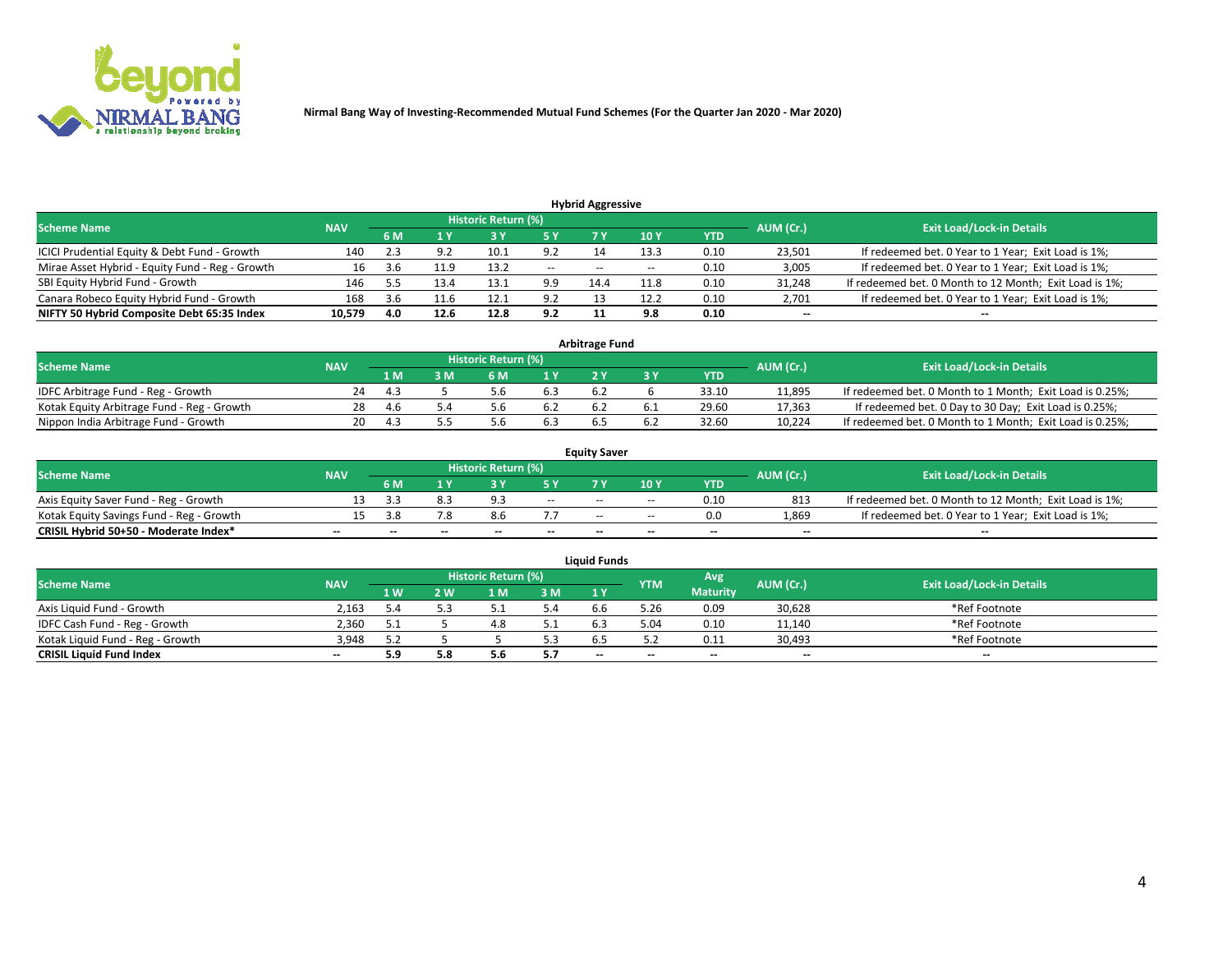Nirmal Bang Way of Investing-Recommended Mutual Fund Schemes (For the Quarter Jan 2020 - Mar 2020)

### Hybrid Aggressive

| Scheme Name | NAV | Historic Return (%) | | | | | | | AUM (Cr.) | Exit Load/Lock-in Details |
|---|---|---|---|---|---|---|---|---|---|---|
| | | 6 M | 1 Y | 3 Y | 5 Y | 7 Y | 10 Y | YTD | | |
| ICICI Prudential Equity & Debt Fund - Growth | 140 | 2.3 | 9.2 | 10.1 | 9.2 | 14 | 13.3 | 0.10 | 23,501 | If redeemed bet. 0 Year to 1 Year; Exit Load is 1%; |
| Mirae Asset Hybrid - Equity Fund - Reg - Growth | 16 | 3.6 | 11.9 | 13.2 | -- | -- | -- | 0.10 | 3,005 | If redeemed bet. 0 Year to 1 Year; Exit Load is 1%; |
| SBI Equity Hybrid Fund - Growth | 146 | 5.5 | 13.4 | 13.1 | 9.9 | 14.4 | 11.8 | 0.10 | 31,248 | If redeemed bet. 0 Month to 12 Month; Exit Load is 1%; |
| Canara Robeco Equity Hybrid Fund - Growth | 168 | 3.6 | 11.6 | 12.1 | 9.2 | 13 | 12.2 | 0.10 | 2,701 | If redeemed bet. 0 Year to 1 Year; Exit Load is 1%; |
| **NIFTY 50 Hybrid Composite Debt 65:35 Index** | **10,579** | **4.0** | **12.6** | **12.8** | **9.2** | **11** | **9.8** | **0.10** | **--** | **--** |

### Arbitrage Fund

| Scheme Name | NAV | Historic Return (%) | | | | | | | AUM (Cr.) | Exit Load/Lock-in Details |
|---|---|---|---|---|---|---|---|---|---|---|
| | | 1 M | 3 M | 6 M | 1 Y | 2 Y | 3 Y | YTD | | |
| IDFC Arbitrage Fund - Reg - Growth | 24 | 4.3 | 5 | 5.6 | 6.3 | 6.2 | 6 | 33.10 | 11,895 | If redeemed bet. 0 Month to 1 Month; Exit Load is 0.25%; |
| Kotak Equity Arbitrage Fund - Reg - Growth | 28 | 4.6 | 5.4 | 5.6 | 6.2 | 6.2 | 6.1 | 29.60 | 17,363 | If redeemed bet. 0 Day to 30 Day; Exit Load is 0.25%; |
| Nippon India Arbitrage Fund - Growth | 20 | 4.3 | 5.5 | 5.6 | 6.3 | 6.5 | 6.2 | 32.60 | 10,224 | If redeemed bet. 0 Month to 1 Month; Exit Load is 0.25%; |

### Equity Saver

| Scheme Name | NAV | Historic Return (%) | | | | | | | AUM (Cr.) | Exit Load/Lock-in Details |
|---|---|---|---|---|---|---|---|---|---|---|
| | | 6 M | 1 Y | 3 Y | 5 Y | 7 Y | 10 Y | YTD | | |
| Axis Equity Saver Fund - Reg - Growth | 13 | 3.3 | 8.3 | 9.3 | -- | -- | -- | 0.10 | 813 | If redeemed bet. 0 Month to 12 Month; Exit Load is 1%; |
| Kotak Equity Savings Fund - Reg - Growth | 15 | 3.8 | 7.8 | 8.6 | 7.7 | -- | -- | 0.0 | 1,869 | If redeemed bet. 0 Year to 1 Year; Exit Load is 1%; |
| **CRISIL Hybrid 50+50 - Moderate Index*** | **--** | **--** | **--** | **--** | **--** | **--** | **--** | **--** | **--** | **--** |

### Liquid Funds

| Scheme Name | NAV | Historic Return (%) | | | | | YTM | Avg Maturity | AUM (Cr.) | Exit Load/Lock-in Details |
|---|---|---|---|---|---|---|---|---|---|---|
| | | 1 W | 2 W | 1 M | 3 M | 1 Y | | | | |
| Axis Liquid Fund - Growth | 2,163 | 5.4 | 5.3 | 5.1 | 5.4 | 6.6 | 5.26 | 0.09 | 30,628 | *Ref Footnote |
| IDFC Cash Fund - Reg - Growth | 2,360 | 5.1 | 5 | 4.8 | 5.1 | 6.3 | 5.04 | 0.10 | 11,140 | *Ref Footnote |
| Kotak Liquid Fund - Reg - Growth | 3,948 | 5.2 | 5 | 5 | 5.3 | 6.5 | 5.2 | 0.11 | 30,493 | *Ref Footnote |
| **CRISIL Liquid Fund Index** | **--** | **5.9** | **5.8** | **5.6** | **5.7** | **--** | **--** | **--** | **--** | **--** |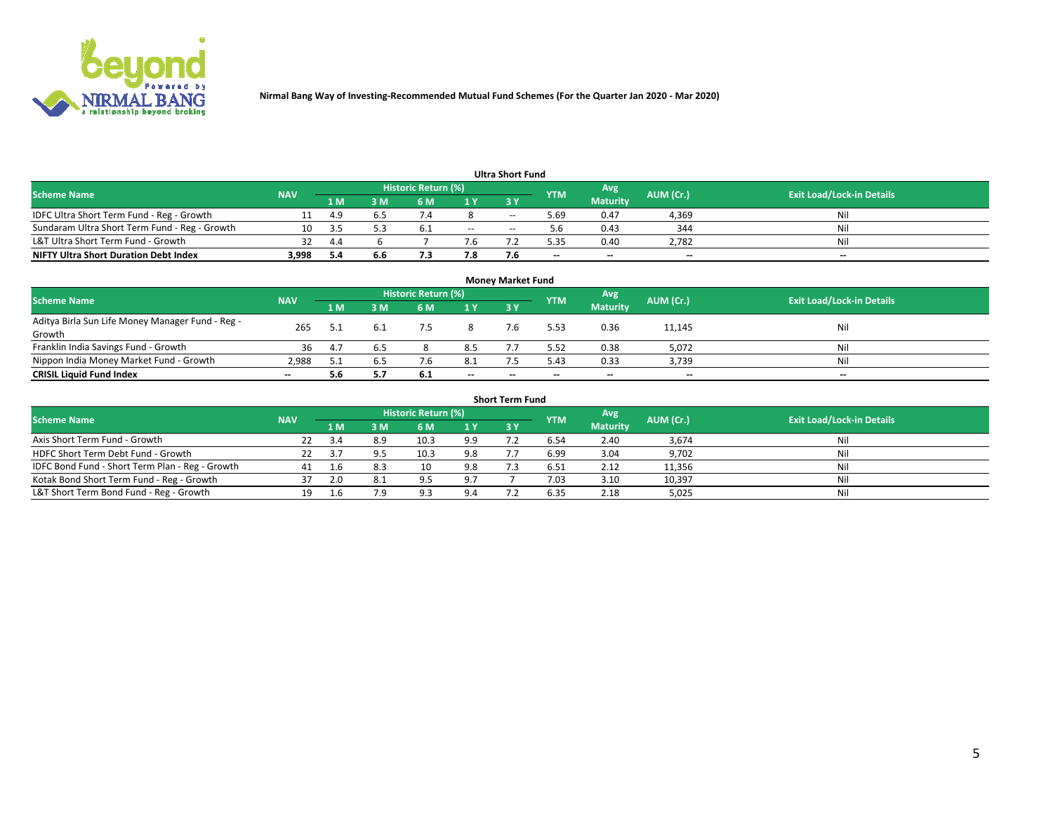Nirmal Bang Way of Investing-Recommended Mutual Fund Schemes (For the Quarter Jan 2020 - Mar 2020)

### Ultra Short Fund

| Scheme Name | NAV | Historic Return (%) | | | | | YTM | Avg Maturity | AUM (Cr.) | Exit Load/Lock-in Details |
|---|---|---|---|---|---|---|---|---|---|---|
| | | 1 M | 3 M | 6 M | 1 Y | 3 Y | | | | |
| IDFC Ultra Short Term Fund - Reg - Growth | 11 | 4.9 | 6.5 | 7.4 | 8 | -- | 5.69 | 0.47 | 4,369 | Nil |
| Sundaram Ultra Short Term Fund - Reg - Growth | 10 | 3.5 | 5.3 | 6.1 | -- | -- | 5.6 | 0.43 | 344 | Nil |
| L&T Ultra Short Term Fund - Growth | 32 | 4.4 | 6 | 7 | 7.6 | 7.2 | 5.35 | 0.40 | 2,782 | Nil |
| **NIFTY Ultra Short Duration Debt Index** | **3,998** | **5.4** | **6.6** | **7.3** | **7.8** | **7.6** | **--** | **--** | **--** | **--** |

### Money Market Fund

| Scheme Name | NAV | Historic Return (%) | | | | | YTM | Avg Maturity | AUM (Cr.) | Exit Load/Lock-in Details |
|---|---|---|---|---|---|---|---|---|---|---|
| | | 1 M | 3 M | 6 M | 1 Y | 3 Y | | | | |
| Aditya Birla Sun Life Money Manager Fund - Reg - Growth | 265 | 5.1 | 6.1 | 7.5 | 8 | 7.6 | 5.53 | 0.36 | 11,145 | Nil |
| Franklin India Savings Fund - Growth | 36 | 4.7 | 6.5 | 8 | 8.5 | 7.7 | 5.52 | 0.38 | 5,072 | Nil |
| Nippon India Money Market Fund - Growth | 2,988 | 5.1 | 6.5 | 7.6 | 8.1 | 7.5 | 5.43 | 0.33 | 3,739 | Nil |
| **CRISIL Liquid Fund Index** | **--** | **5.6** | **5.7** | **6.1** | **--** | **--** | **--** | **--** | **--** | **--** |

### Short Term Fund

| Scheme Name | NAV | Historic Return (%) | | | | | YTM | Avg Maturity | AUM (Cr.) | Exit Load/Lock-in Details |
|---|---|---|---|---|---|---|---|---|---|---|
| | | 1 M | 3 M | 6 M | 1 Y | 3 Y | | | | |
| Axis Short Term Fund - Growth | 22 | 3.4 | 8.9 | 10.3 | 9.9 | 7.2 | 6.54 | 2.40 | 3,674 | Nil |
| HDFC Short Term Debt Fund - Growth | 22 | 3.7 | 9.5 | 10.3 | 9.8 | 7.7 | 6.99 | 3.04 | 9,702 | Nil |
| IDFC Bond Fund - Short Term Plan - Reg - Growth | 41 | 1.6 | 8.3 | 10 | 9.8 | 7.3 | 6.51 | 2.12 | 11,356 | Nil |
| Kotak Bond Short Term Fund - Reg - Growth | 37 | 2.0 | 8.1 | 9.5 | 9.7 | 7 | 7.03 | 3.10 | 10,397 | Nil |
| L&T Short Term Bond Fund - Reg - Growth | 19 | 1.6 | 7.9 | 9.3 | 9.4 | 7.2 | 6.35 | 2.18 | 5,025 | Nil |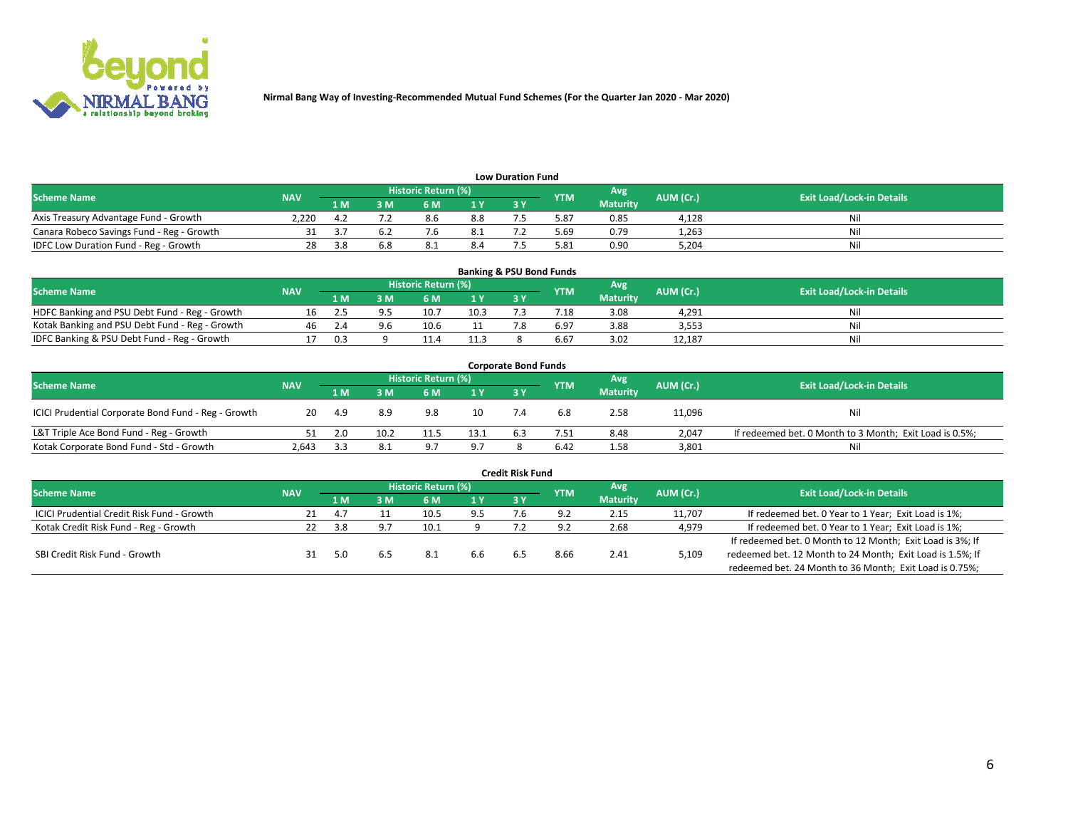Nirmal Bang Way of Investing-Recommended Mutual Fund Schemes (For the Quarter Jan 2020 - Mar 2020)

## Low Duration Fund

| Scheme Name | NAV | Historic Return (%) | | | | | YTM | Avg Maturity | AUM (Cr.) | Exit Load/Lock-in Details |
|---|---|---|---|---|---|---|---|---|---|---|
| | | 1 M | 3 M | 6 M | 1 Y | 3 Y | | | | |
| Axis Treasury Advantage Fund - Growth | 2,220 | 4.2 | 7.2 | 8.6 | 8.8 | 7.5 | 5.87 | 0.85 | 4,128 | Nil |
| Canara Robeco Savings Fund - Reg - Growth | 31 | 3.7 | 6.2 | 7.6 | 8.1 | 7.2 | 5.69 | 0.79 | 1,263 | Nil |
| IDFC Low Duration Fund - Reg - Growth | 28 | 3.8 | 6.8 | 8.1 | 8.4 | 7.5 | 5.81 | 0.90 | 5,204 | Nil |

## Banking & PSU Bond Funds

| Scheme Name | NAV | Historic Return (%) | | | | | YTM | Avg Maturity | AUM (Cr.) | Exit Load/Lock-in Details |
|---|---|---|---|---|---|---|---|---|---|---|
| | | 1 M | 3 M | 6 M | 1 Y | 3 Y | | | | |
| HDFC Banking and PSU Debt Fund - Reg - Growth | 16 | 2.5 | 9.5 | 10.7 | 10.3 | 7.3 | 7.18 | 3.08 | 4,291 | Nil |
| Kotak Banking and PSU Debt Fund - Reg - Growth | 46 | 2.4 | 9.6 | 10.6 | 11 | 7.8 | 6.97 | 3.88 | 3,553 | Nil |
| IDFC Banking & PSU Debt Fund - Reg - Growth | 17 | 0.3 | 9 | 11.4 | 11.3 | 8 | 6.67 | 3.02 | 12,187 | Nil |

## Corporate Bond Funds

| Scheme Name | NAV | Historic Return (%) | | | | | YTM | Avg Maturity | AUM (Cr.) | Exit Load/Lock-in Details |
|---|---|---|---|---|---|---|---|---|---|---|
| | | 1 M | 3 M | 6 M | 1 Y | 3 Y | | | | |
| ICICI Prudential Corporate Bond Fund - Reg - Growth | 20 | 4.9 | 8.9 | 9.8 | 10 | 7.4 | 6.8 | 2.58 | 11,096 | Nil |
| L&T Triple Ace Bond Fund - Reg - Growth | 51 | 2.0 | 10.2 | 11.5 | 13.1 | 6.3 | 7.51 | 8.48 | 2,047 | If redeemed bet. 0 Month to 3 Month; Exit Load is 0.5%; |
| Kotak Corporate Bond Fund - Std - Growth | 2,643 | 3.3 | 8.1 | 9.7 | 9.7 | 8 | 6.42 | 1.58 | 3,801 | Nil |

## Credit Risk Fund

| Scheme Name | NAV | Historic Return (%) | | | | | YTM | Avg Maturity | AUM (Cr.) | Exit Load/Lock-in Details |
|---|---|---|---|---|---|---|---|---|---|---|
| | | 1 M | 3 M | 6 M | 1 Y | 3 Y | | | | |
| ICICI Prudential Credit Risk Fund - Growth | 21 | 4.7 | 11 | 10.5 | 9.5 | 7.6 | 9.2 | 2.15 | 11,707 | If redeemed bet. 0 Year to 1 Year; Exit Load is 1%; |
| Kotak Credit Risk Fund - Reg - Growth | 22 | 3.8 | 9.7 | 10.1 | 9 | 7.2 | 9.2 | 2.68 | 4,979 | If redeemed bet. 0 Year to 1 Year; Exit Load is 1%; |
| SBI Credit Risk Fund - Growth | 31 | 5.0 | 6.5 | 8.1 | 6.6 | 6.5 | 8.66 | 2.41 | 5,109 | If redeemed bet. 0 Month to 12 Month; Exit Load is 3%; If redeemed bet. 12 Month to 24 Month; Exit Load is 1.5%; If redeemed bet. 24 Month to 36 Month; Exit Load is 0.75%; |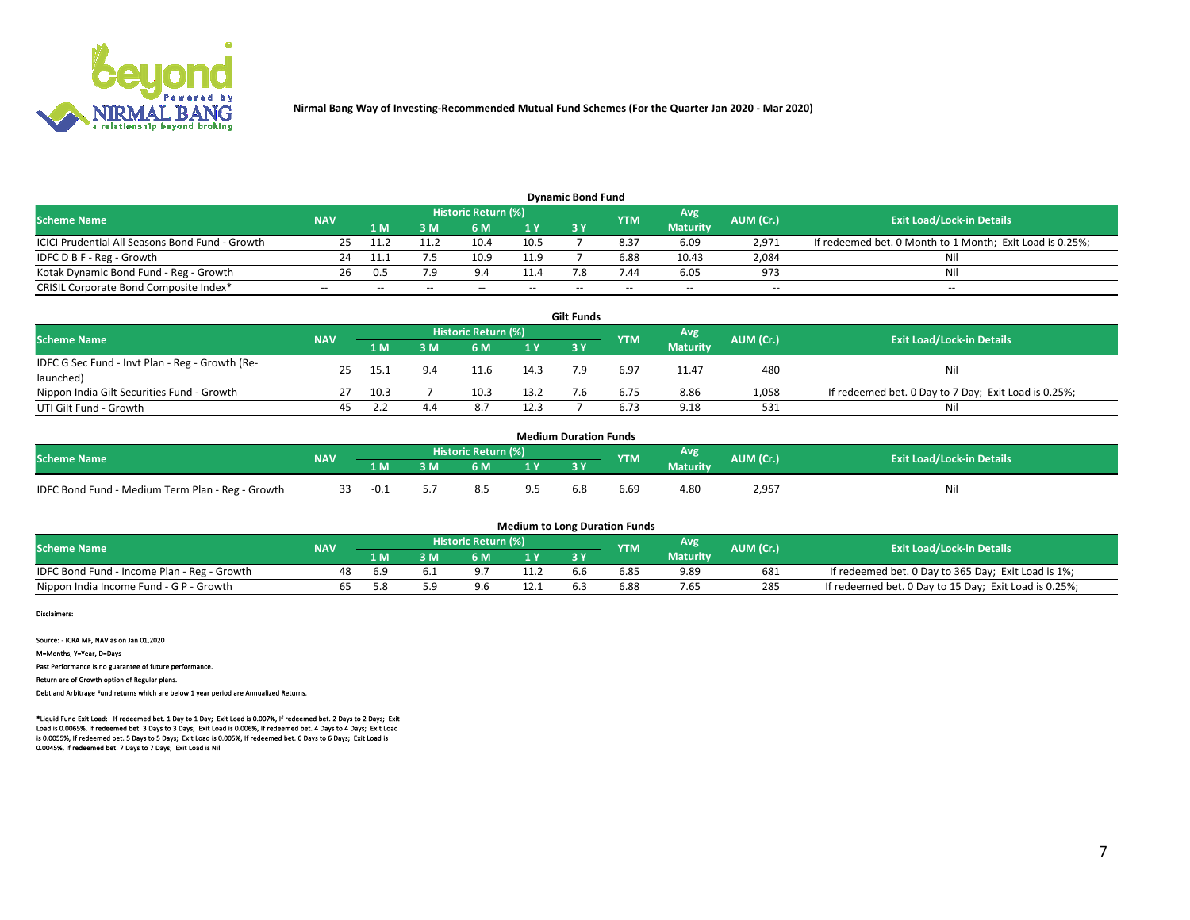Nirmal Bang Way of Investing-Recommended Mutual Fund Schemes (For the Quarter Jan 2020 - Mar 2020)

## Dynamic Bond Fund

| Scheme Name | NAV | Historic Return (%) | | | | | YTM | Avg Maturity | AUM (Cr.) | Exit Load/Lock-in Details |
|---|---|---|---|---|---|---|---|---|---|---|
| | | 1 M | 3 M | 6 M | 1 Y | 3 Y | | | | |
| ICICI Prudential All Seasons Bond Fund - Growth | 25 | 11.2 | 11.2 | 10.4 | 10.5 | 7 | 8.37 | 6.09 | 2,971 | If redeemed bet. 0 Month to 1 Month; Exit Load is 0.25%; |
| IDFC D B F - Reg - Growth | 24 | 11.1 | 7.5 | 10.9 | 11.9 | 7 | 6.88 | 10.43 | 2,084 | Nil |
| Kotak Dynamic Bond Fund - Reg - Growth | 26 | 0.5 | 7.9 | 9.4 | 11.4 | 7.8 | 7.44 | 6.05 | 973 | Nil |
| CRISIL Corporate Bond Composite Index* | -- | -- | -- | -- | -- | -- | -- | -- | -- | -- |

## Gilt Funds

| Scheme Name | NAV | Historic Return (%) | | | | | YTM | Avg Maturity | AUM (Cr.) | Exit Load/Lock-in Details |
|---|---|---|---|---|---|---|---|---|---|---|
| | | 1 M | 3 M | 6 M | 1 Y | 3 Y | | | | |
| IDFC G Sec Fund - Invt Plan - Reg - Growth (Re-launched) | 25 | 15.1 | 9.4 | 11.6 | 14.3 | 7.9 | 6.97 | 11.47 | 480 | Nil |
| Nippon India Gilt Securities Fund - Growth | 27 | 10.3 | 7 | 10.3 | 13.2 | 7.6 | 6.75 | 8.86 | 1,058 | If redeemed bet. 0 Day to 7 Day; Exit Load is 0.25%; |
| UTI Gilt Fund - Growth | 45 | 2.2 | 4.4 | 8.7 | 12.3 | 7 | 6.73 | 9.18 | 531 | Nil |

## Medium Duration Funds

| Scheme Name | NAV | Historic Return (%) | | | | | YTM | Avg Maturity | AUM (Cr.) | Exit Load/Lock-in Details |
|---|---|---|---|---|---|---|---|---|---|---|
| | | 1 M | 3 M | 6 M | 1 Y | 3 Y | | | | |
| IDFC Bond Fund - Medium Term Plan - Reg - Growth | 33 | -0.1 | 5.7 | 8.5 | 9.5 | 6.8 | 6.69 | 4.80 | 2,957 | Nil |

## Medium to Long Duration Funds

| Scheme Name | NAV | Historic Return (%) | | | | | YTM | Avg Maturity | AUM (Cr.) | Exit Load/Lock-in Details |
|---|---|---|---|---|---|---|---|---|---|---|
| | | 1 M | 3 M | 6 M | 1 Y | 3 Y | | | | |
| IDFC Bond Fund - Income Plan - Reg - Growth | 48 | 6.9 | 6.1 | 9.7 | 11.2 | 6.6 | 6.85 | 9.89 | 681 | If redeemed bet. 0 Day to 365 Day; Exit Load is 1%; |
| Nippon India Income Fund - G P - Growth | 65 | 5.8 | 5.9 | 9.6 | 12.1 | 6.3 | 6.88 | 7.65 | 285 | If redeemed bet. 0 Day to 15 Day; Exit Load is 0.25%; |

Disclaimers:

Source: - ICRA MF, NAV as on Jan 01,2020

M=Months, Y=Year, D=Days

Past Performance is no guarantee of future performance.

Return are of Growth option of Regular plans.

Debt and Arbitrage Fund returns which are below 1 year period are Annualized Returns.

*Liquid Fund Exit Load: If redeemed bet. 1 Day to 1 Day; Exit Load is 0.007%, If redeemed bet. 2 Days to 2 Days; Exit Load is 0.0065%, If redeemed bet. 3 Days to 3 Days; Exit Load is 0.006%, If redeemed bet. 4 Days to 4 Days; Exit Load is 0.0055%, If redeemed bet. 5 Days to 5 Days; Exit Load is 0.005%, If redeemed bet. 6 Days to 6 Days; Exit Load is 0.0045%, If redeemed bet. 7 Days to 7 Days; Exit Load is Nil